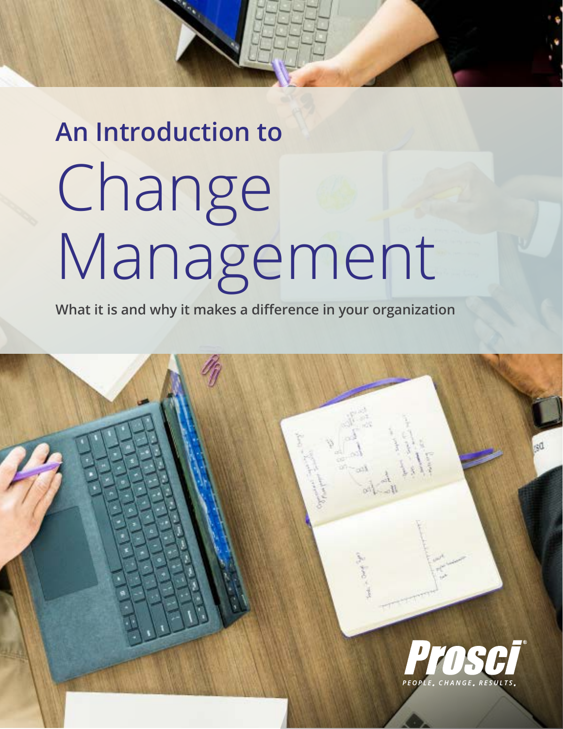# An Introduction to Change Management

**What it is and why it makes a difference in your organization**

Prosci®

*PEOPLE. CHANGE. RESULTS.*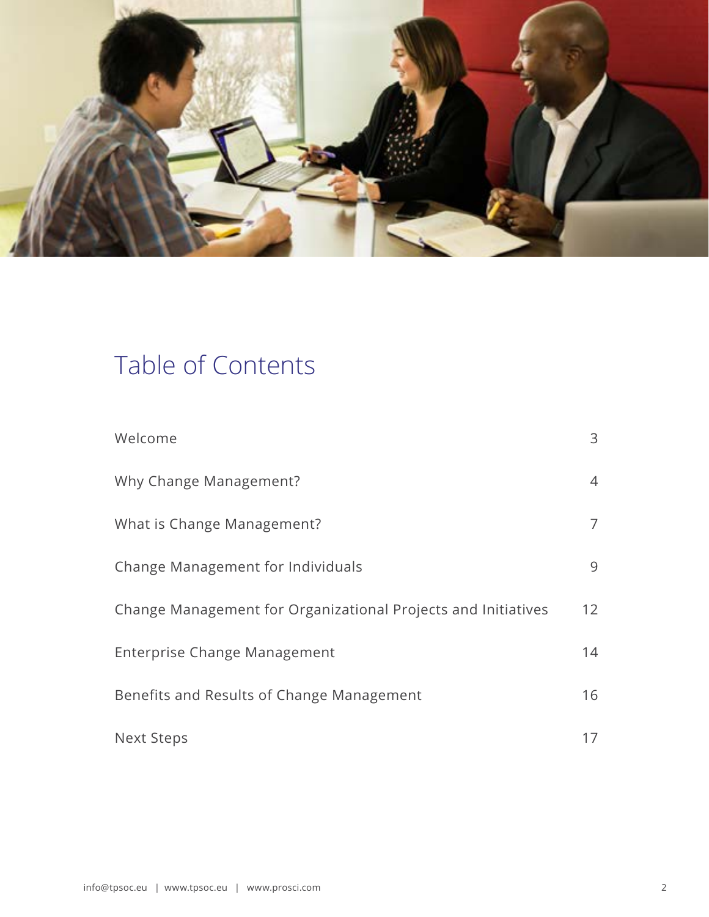# Table of Contents

| | |
|---|---|
| Welcome | 3 |
| Why Change Management? | 4 |
| What is Change Management? | 7 |
| Change Management for Individuals | 9 |
| Change Management for Organizational Projects and Initiatives | 12 |
| Enterprise Change Management | 14 |
| Benefits and Results of Change Management | 16 |
| Next Steps | 17 |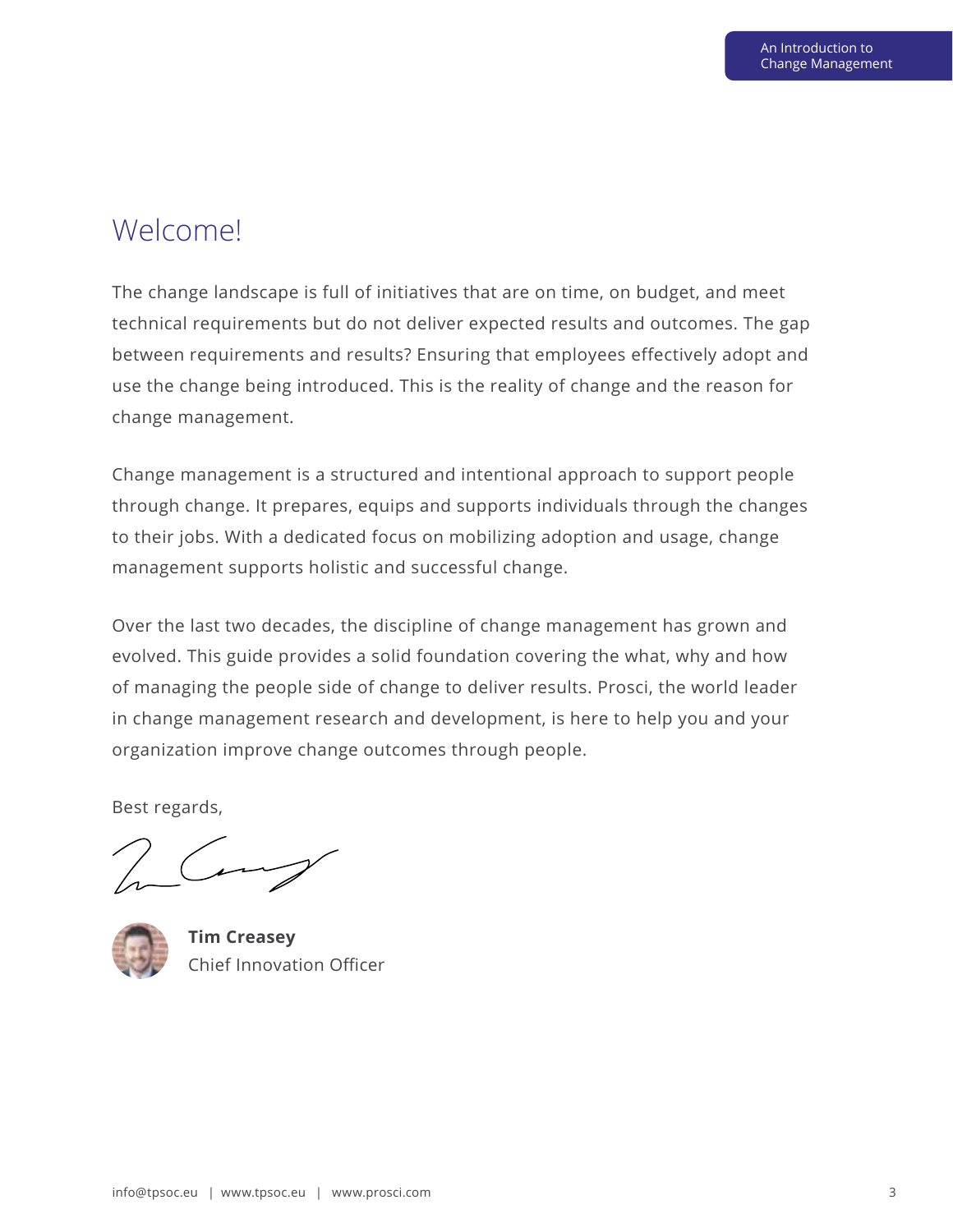# Welcome!

The change landscape is full of initiatives that are on time, on budget, and meet technical requirements but do not deliver expected results and outcomes. The gap between requirements and results? Ensuring that employees effectively adopt and use the change being introduced. This is the reality of change and the reason for change management.

Change management is a structured and intentional approach to support people through change. It prepares, equips and supports individuals through the changes to their jobs. With a dedicated focus on mobilizing adoption and usage, change management supports holistic and successful change.

Over the last two decades, the discipline of change management has grown and evolved. This guide provides a solid foundation covering the what, why and how of managing the people side of change to deliver results. Prosci, the world leader in change management research and development, is here to help you and your organization improve change outcomes through people.

Best regards,

**Tim Creasey**
Chief Innovation Officer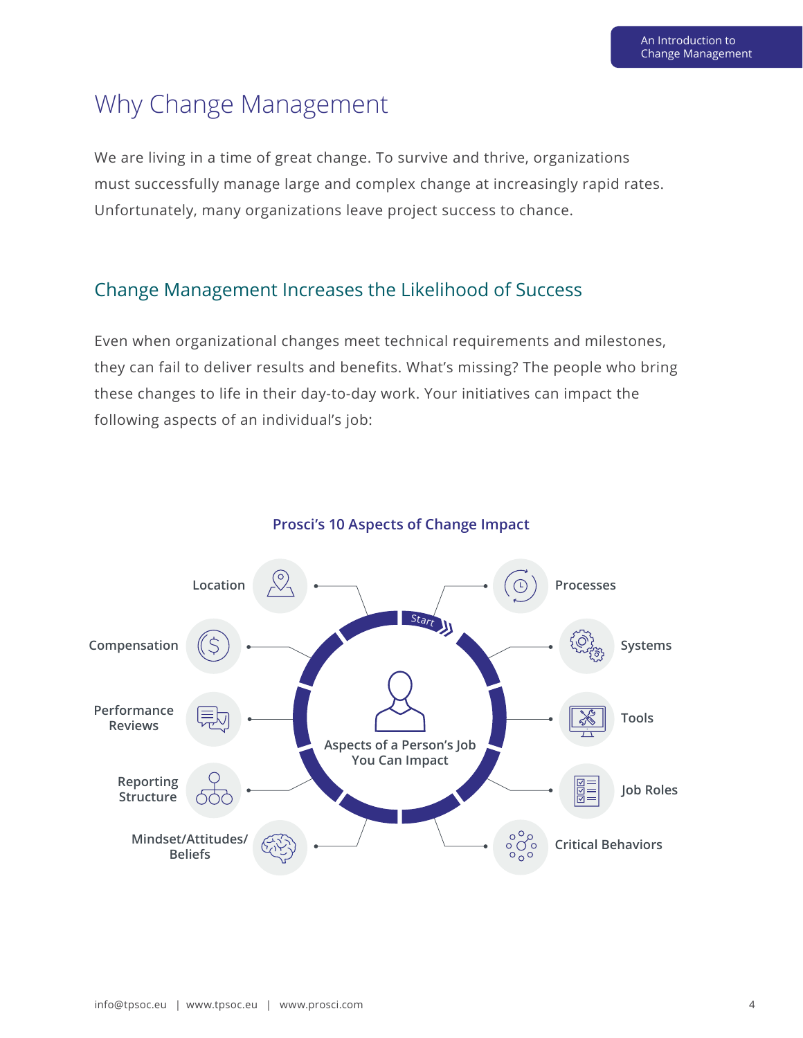# Why Change Management

We are living in a time of great change. To survive and thrive, organizations must successfully manage large and complex change at increasingly rapid rates. Unfortunately, many organizations leave project success to chance.

## Change Management Increases the Likelihood of Success

Even when organizational changes meet technical requirements and milestones, they can fail to deliver results and benefits. What's missing? The people who bring these changes to life in their day-to-day work. Your initiatives can impact the following aspects of an individual's job:

### Prosci's 10 Aspects of Change Impact

Aspects of a Person's Job You Can Impact

Start

- Processes
- Systems
- Tools
- Job Roles
- Critical Behaviors
- Mindset/Attitudes/Beliefs
- Reporting Structure
- Performance Reviews
- Compensation
- Location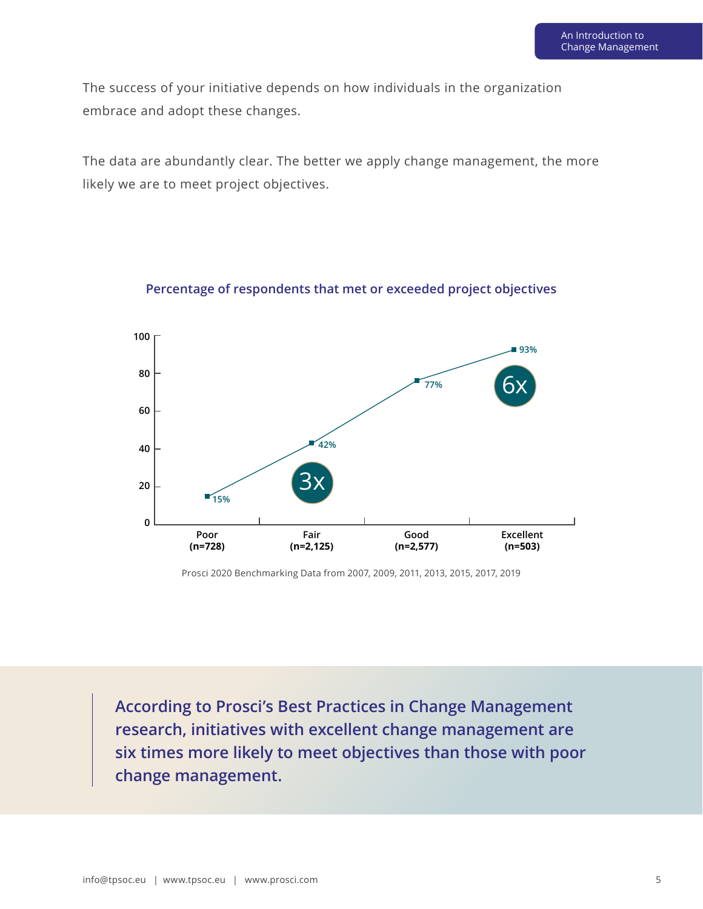The success of your initiative depends on how individuals in the organization embrace and adopt these changes.

The data are abundantly clear. The better we apply change management, the more likely we are to meet project objectives.

**Percentage of respondents that met or exceeded project objectives**

| Change management | Met or exceeded project objectives |
| --- | --- |
| Poor (n=728) | 15% |
| Fair (n=2,125) | 42% |
| Good (n=2,577) | 77% |
| Excellent (n=503) | 93% |

3x

6x

Prosci 2020 Benchmarking Data from 2007, 2009, 2011, 2013, 2015, 2017, 2019

> **According to Prosci's Best Practices in Change Management research, initiatives with excellent change management are six times more likely to meet objectives than those with poor change management.**

info@tpsoc.eu | www.tpsoc.eu | www.prosci.com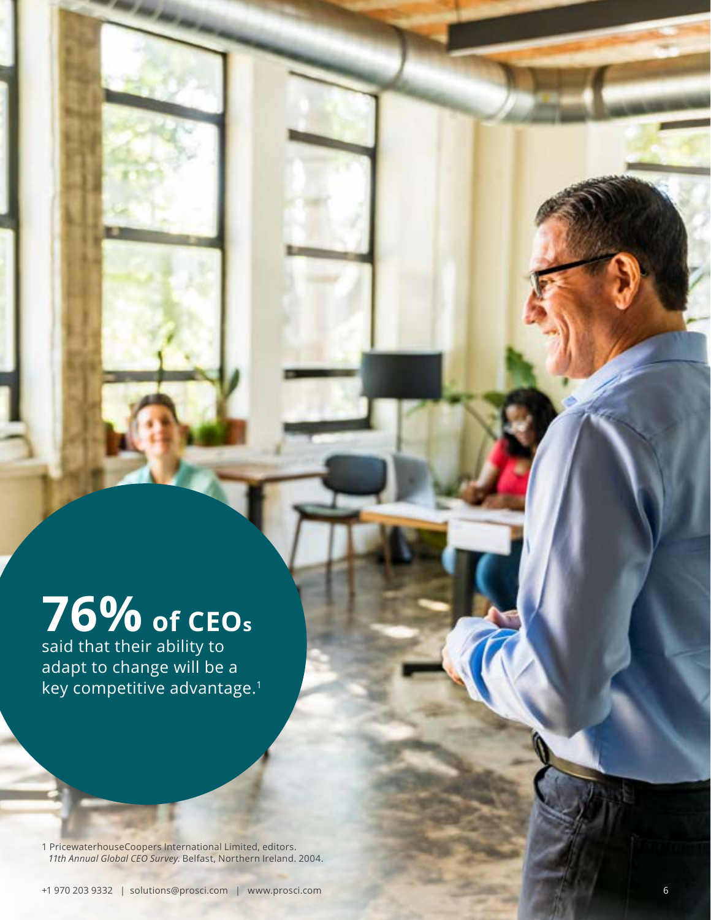**76% of CEOs** said that their ability to adapt to change will be a key competitive advantage.[1]

1 PricewaterhouseCoopers International Limited, editors. *11th Annual Global CEO Survey*. Belfast, Northern Ireland. 2004.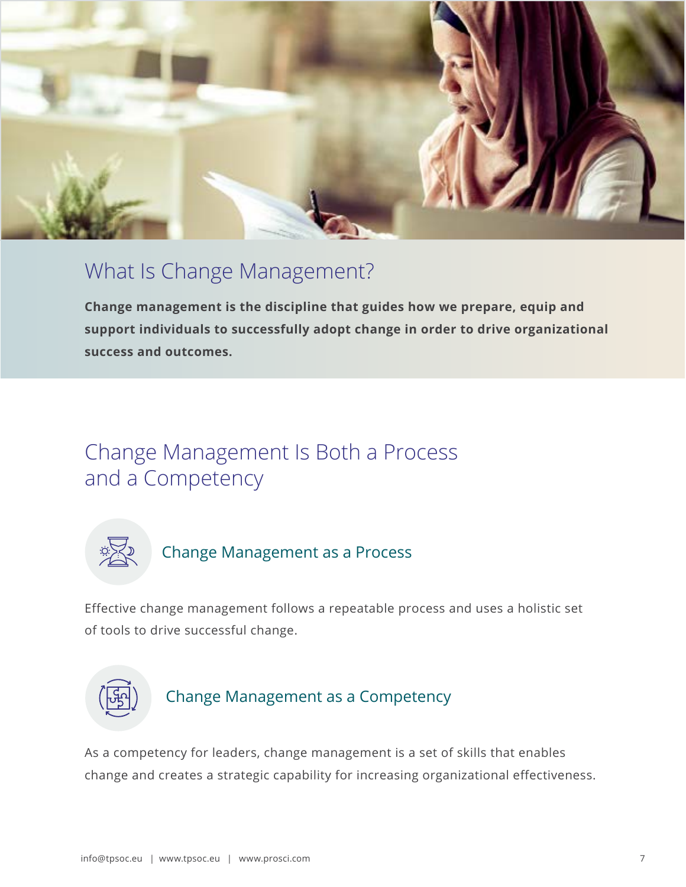## What Is Change Management?

**Change management is the discipline that guides how we prepare, equip and support individuals to successfully adopt change in order to drive organizational success and outcomes.**

## Change Management Is Both a Process and a Competency

### Change Management as a Process

Effective change management follows a repeatable process and uses a holistic set of tools to drive successful change.

### Change Management as a Competency

As a competency for leaders, change management is a set of skills that enables change and creates a strategic capability for increasing organizational effectiveness.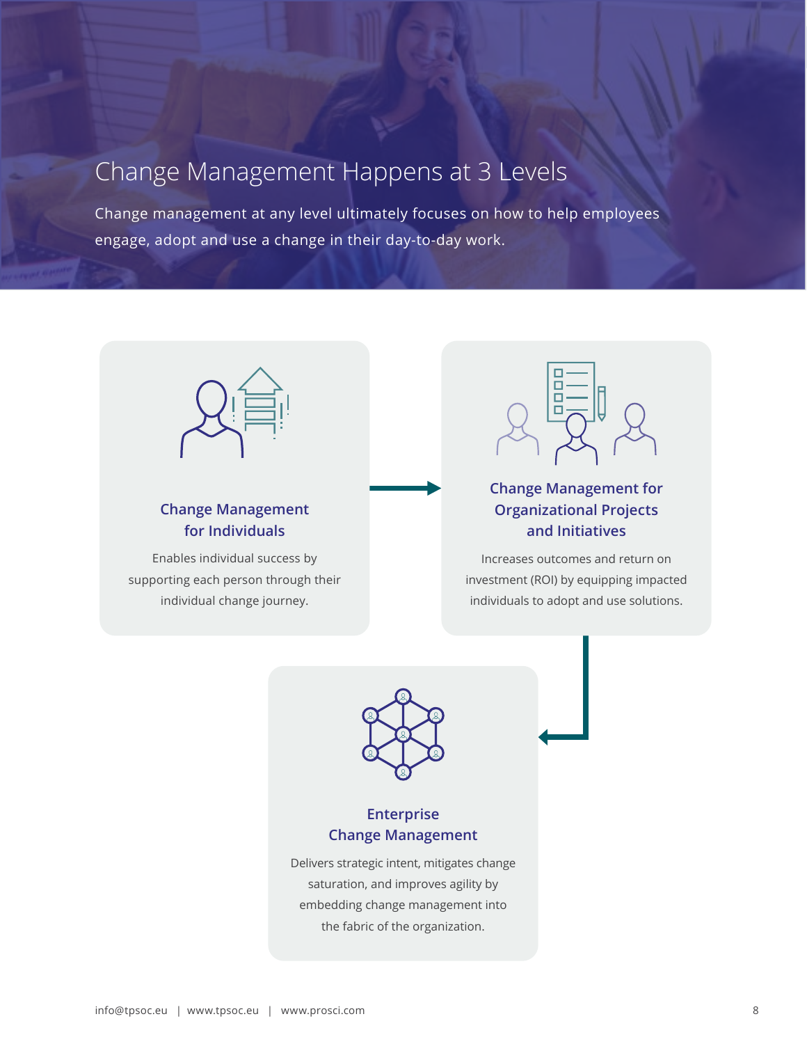# Change Management Happens at 3 Levels

Change management at any level ultimately focuses on how to help employees engage, adopt and use a change in their day-to-day work.

### Change Management for Individuals

Enables individual success by supporting each person through their individual change journey.

### Change Management for Organizational Projects and Initiatives

Increases outcomes and return on investment (ROI) by equipping impacted individuals to adopt and use solutions.

### Enterprise Change Management

Delivers strategic intent, mitigates change saturation, and improves agility by embedding change management into the fabric of the organization.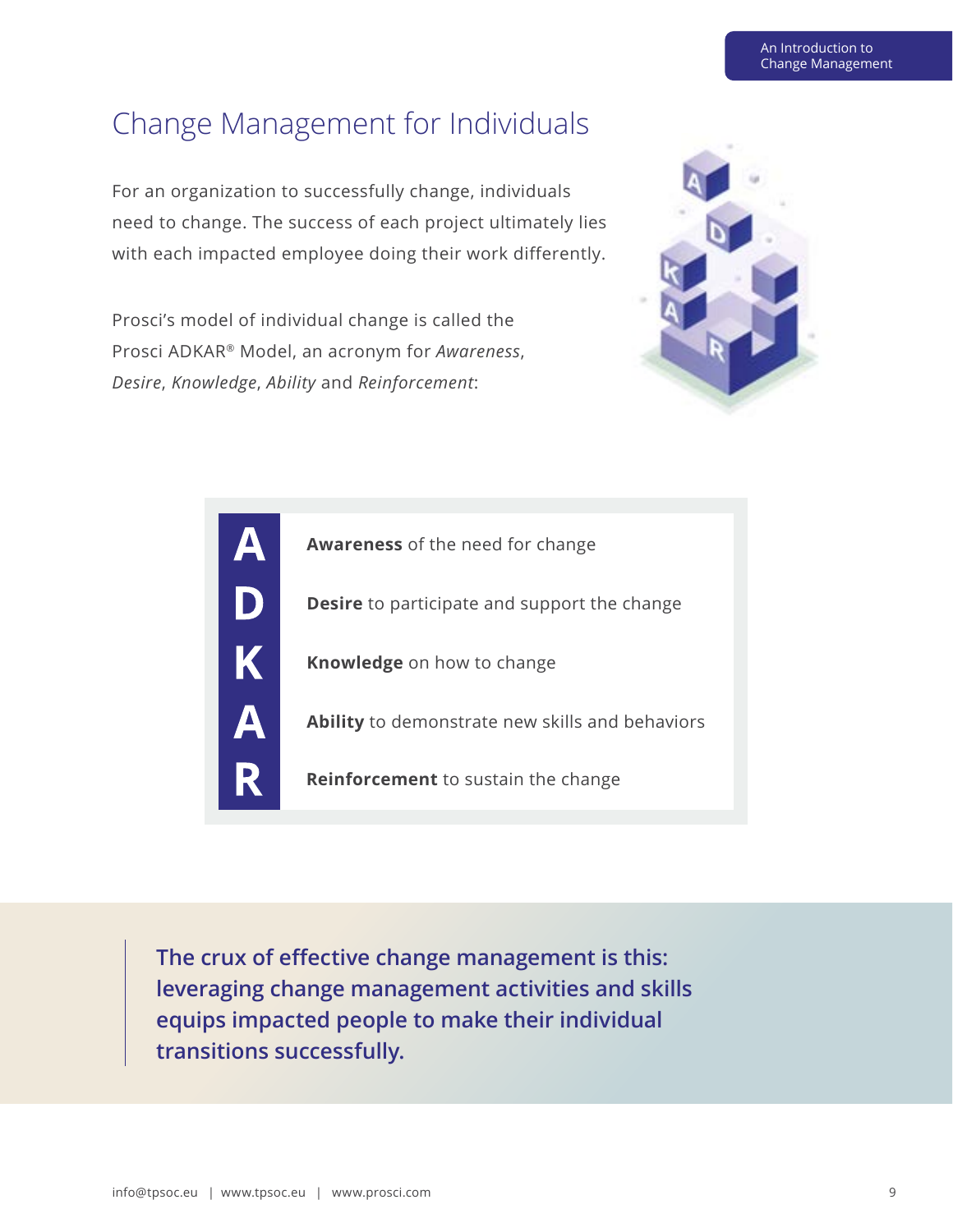# Change Management for Individuals

For an organization to successfully change, individuals need to change. The success of each project ultimately lies with each impacted employee doing their work differently.

Prosci's model of individual change is called the Prosci ADKAR® Model, an acronym for *Awareness*, *Desire*, *Knowledge*, *Ability* and *Reinforcement*:

| | |
|---|---|
| **A** | **Awareness** of the need for change |
| **D** | **Desire** to participate and support the change |
| **K** | **Knowledge** on how to change |
| **A** | **Ability** to demonstrate new skills and behaviors |
| **R** | **Reinforcement** to sustain the change |

> **The crux of effective change management is this: leveraging change management activities and skills equips impacted people to make their individual transitions successfully.**

info@tpsoc.eu | www.tpsoc.eu | www.prosci.com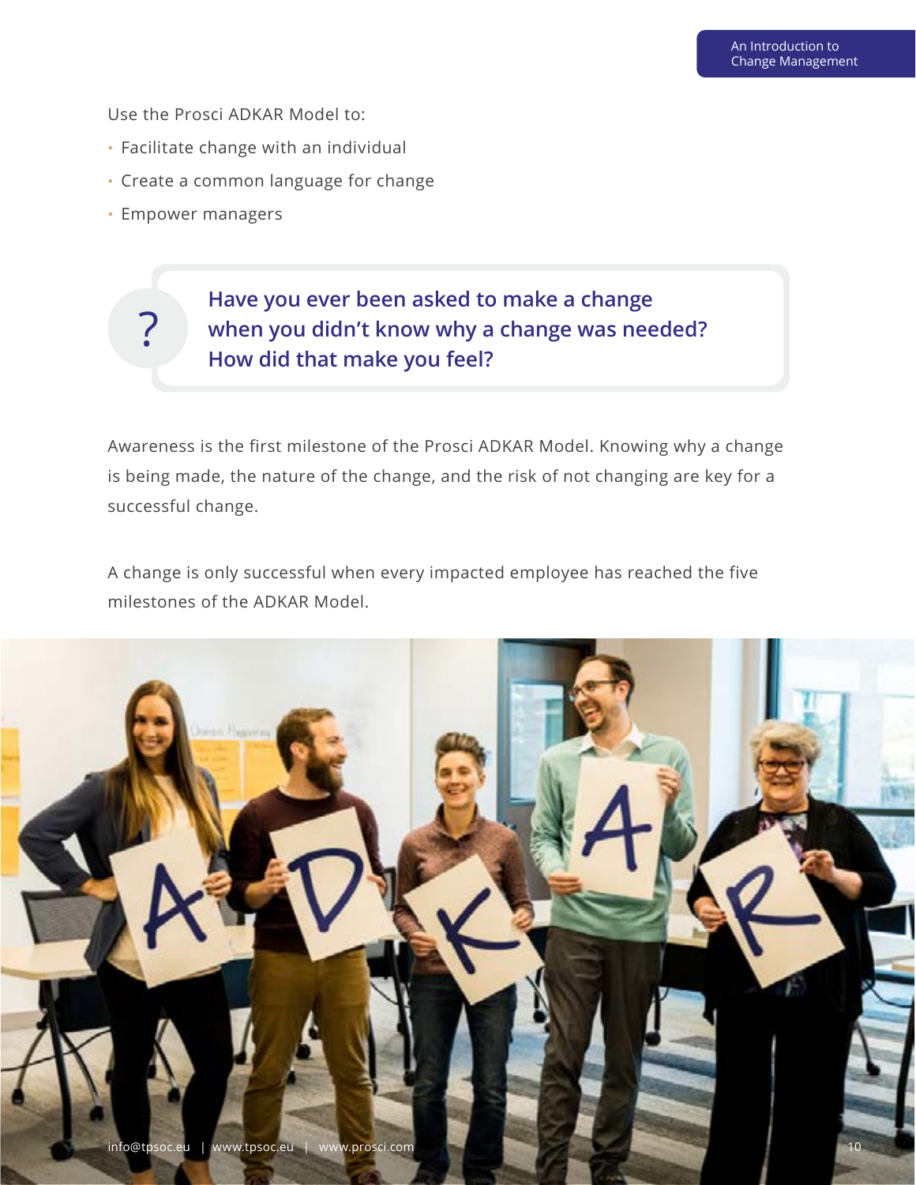Use the Prosci ADKAR Model to:

- Facilitate change with an individual
- Create a common language for change
- Empower managers

> **Have you ever been asked to make a change when you didn't know why a change was needed? How did that make you feel?**

Awareness is the first milestone of the Prosci ADKAR Model. Knowing why a change is being made, the nature of the change, and the risk of not changing are key for a successful change.

A change is only successful when every impacted employee has reached the five milestones of the ADKAR Model.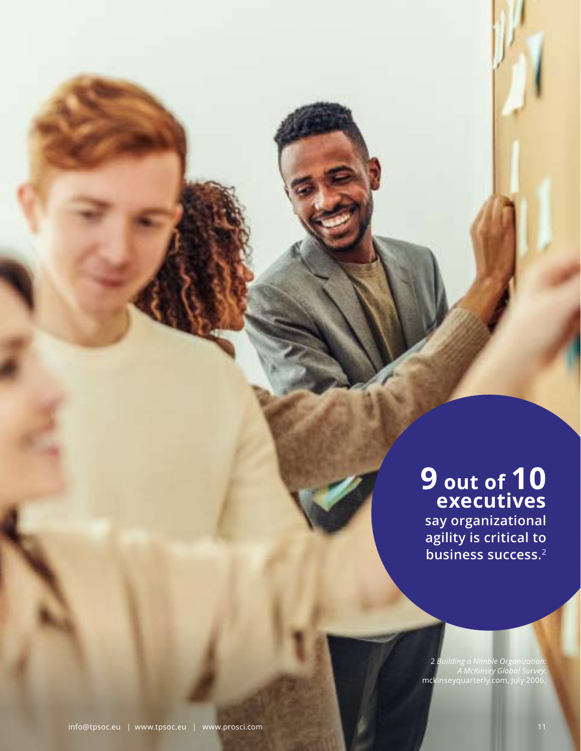**9 out of 10 executives** say organizational agility is critical to business success.[2]

2 *Building a Nimble Organization: A McKinsey Global Survey.* mckinseyquarterly.com, July 2006.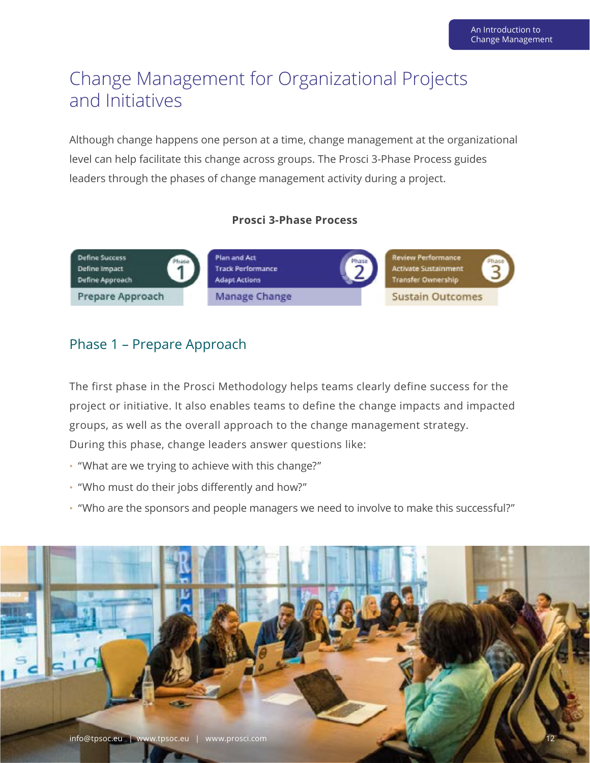# Change Management for Organizational Projects and Initiatives

Although change happens one person at a time, change management at the organizational level can help facilitate this change across groups. The Prosci 3-Phase Process guides leaders through the phases of change management activity during a project.

**Prosci 3-Phase Process**

| Phase 1 | Phase 2 | Phase 3 |
| --- | --- | --- |
| Define Success<br>Define Impact<br>Define Approach | Plan and Act<br>Track Performance<br>Adapt Actions | Review Performance<br>Activate Sustainment<br>Transfer Ownership |
| Prepare Approach | Manage Change | Sustain Outcomes |

## Phase 1 – Prepare Approach

The first phase in the Prosci Methodology helps teams clearly define success for the project or initiative. It also enables teams to define the change impacts and impacted groups, as well as the overall approach to the change management strategy.
During this phase, change leaders answer questions like:

- "What are we trying to achieve with this change?"
- "Who must do their jobs differently and how?"
- "Who are the sponsors and people managers we need to involve to make this successful?"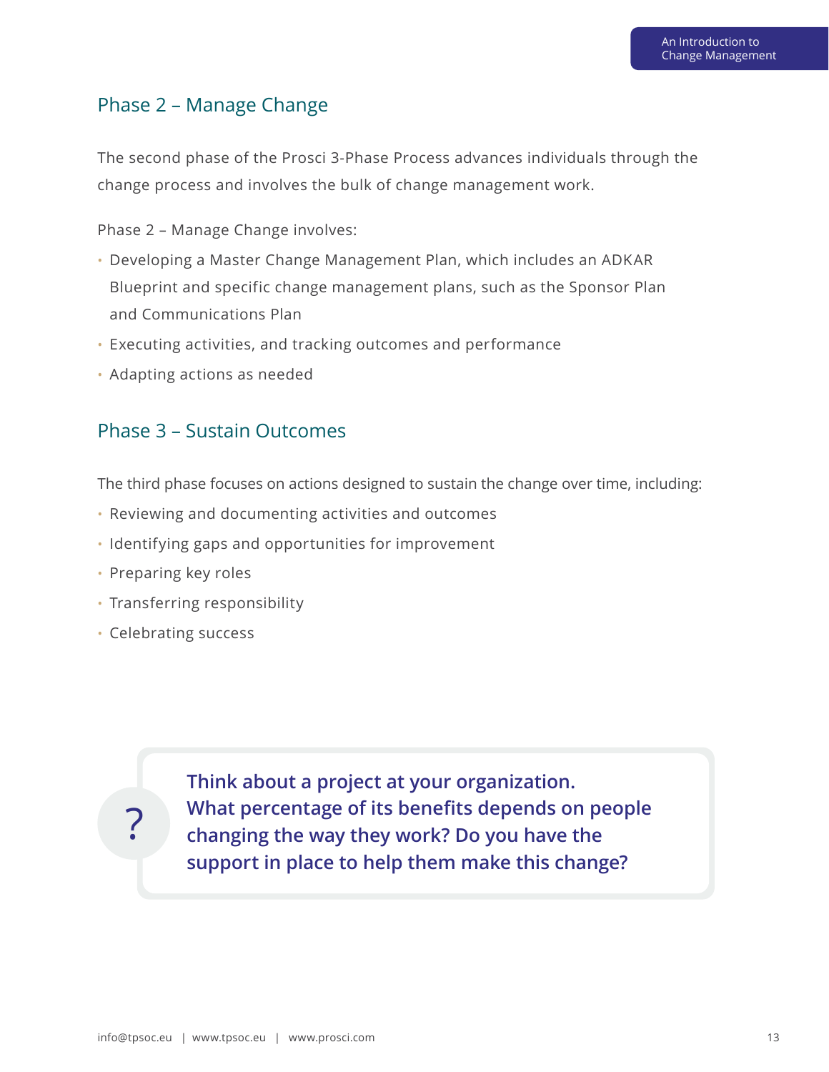## Phase 2 – Manage Change

The second phase of the Prosci 3-Phase Process advances individuals through the change process and involves the bulk of change management work.

Phase 2 – Manage Change involves:

- Developing a Master Change Management Plan, which includes an ADKAR Blueprint and specific change management plans, such as the Sponsor Plan and Communications Plan
- Executing activities, and tracking outcomes and performance
- Adapting actions as needed

## Phase 3 – Sustain Outcomes

The third phase focuses on actions designed to sustain the change over time, including:

- Reviewing and documenting activities and outcomes
- Identifying gaps and opportunities for improvement
- Preparing key roles
- Transferring responsibility
- Celebrating success

?

**Think about a project at your organization. What percentage of its benefits depends on people changing the way they work? Do you have the support in place to help them make this change?**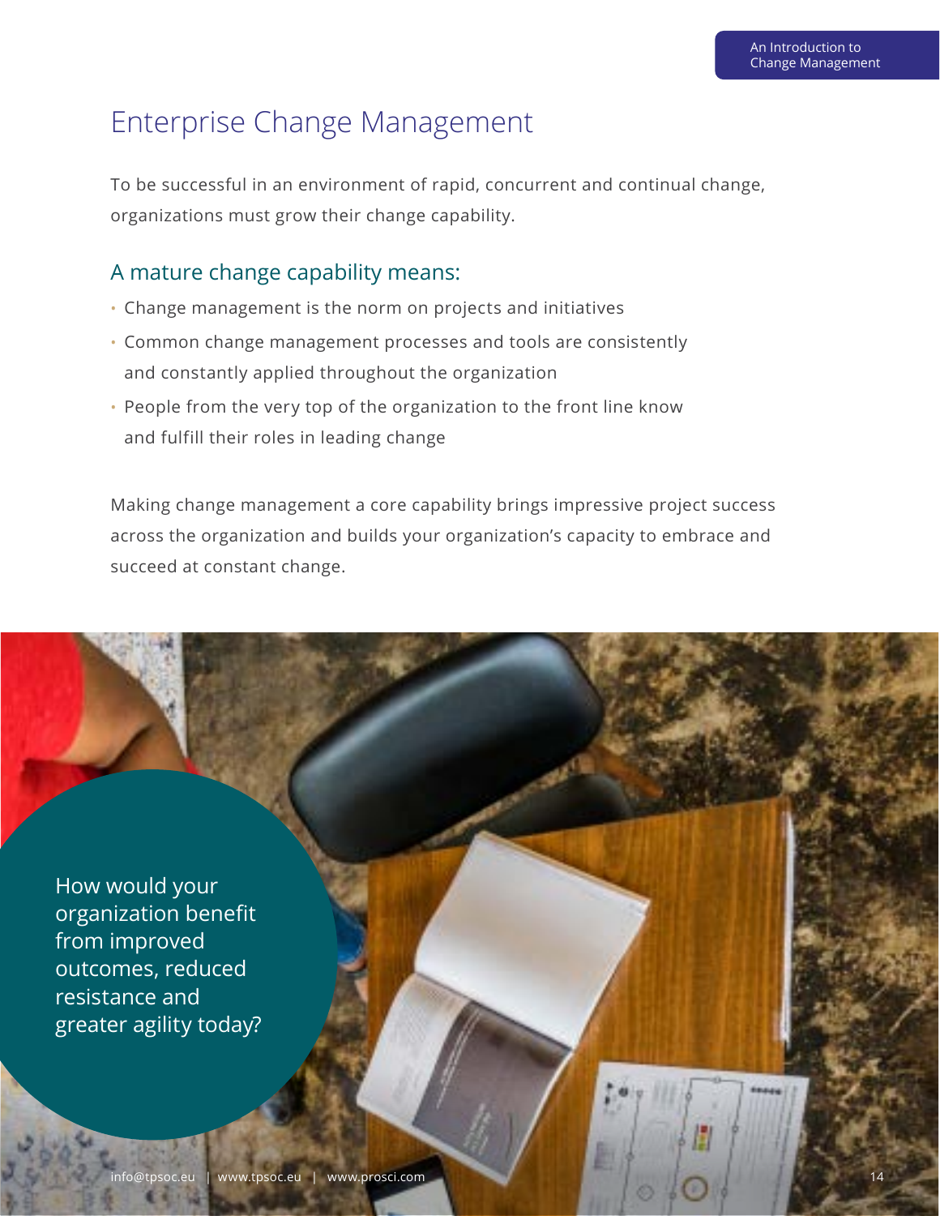# Enterprise Change Management

To be successful in an environment of rapid, concurrent and continual change, organizations must grow their change capability.

## A mature change capability means:

- Change management is the norm on projects and initiatives
- Common change management processes and tools are consistently and constantly applied throughout the organization
- People from the very top of the organization to the front line know and fulfill their roles in leading change

Making change management a core capability brings impressive project success across the organization and builds your organization's capacity to embrace and succeed at constant change.

How would your organization benefit from improved outcomes, reduced resistance and greater agility today?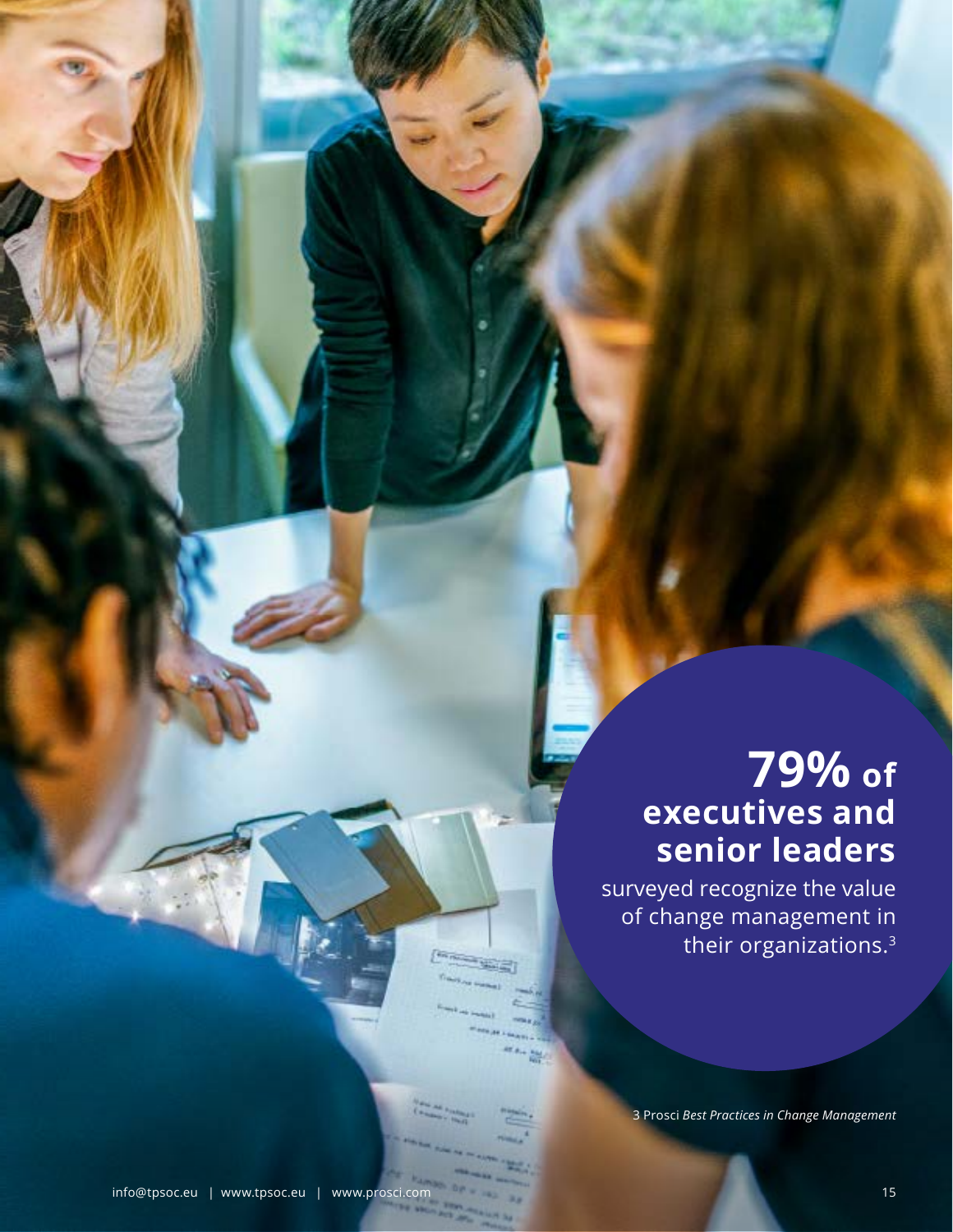**79% of executives and senior leaders** surveyed recognize the value of change management in their organizations.[3]

3 Prosci *Best Practices in Change Management*

info@tpsoc.eu | www.tpsoc.eu | www.prosci.com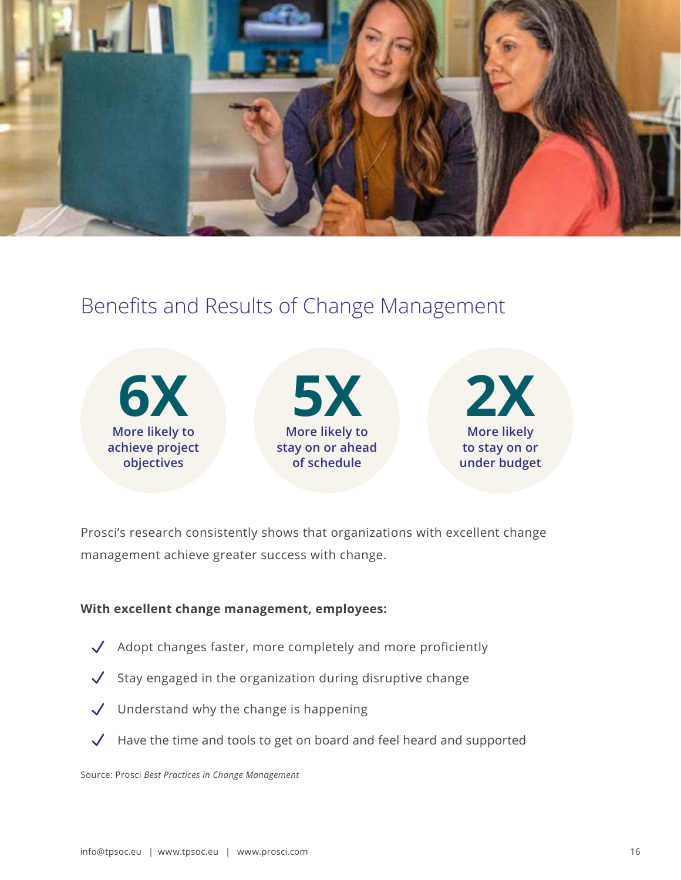## Benefits and Results of Change Management

**6X**
More likely to achieve project objectives

**5X**
More likely to stay on or ahead of schedule

**2X**
More likely to stay on or under budget

Prosci's research consistently shows that organizations with excellent change management achieve greater success with change.

**With excellent change management, employees:**

- Adopt changes faster, more completely and more proficiently
- Stay engaged in the organization during disruptive change
- Understand why the change is happening
- Have the time and tools to get on board and feel heard and supported

Source: Prosci *Best Practices in Change Management*

info@tpsoc.eu | www.tpsoc.eu | www.prosci.com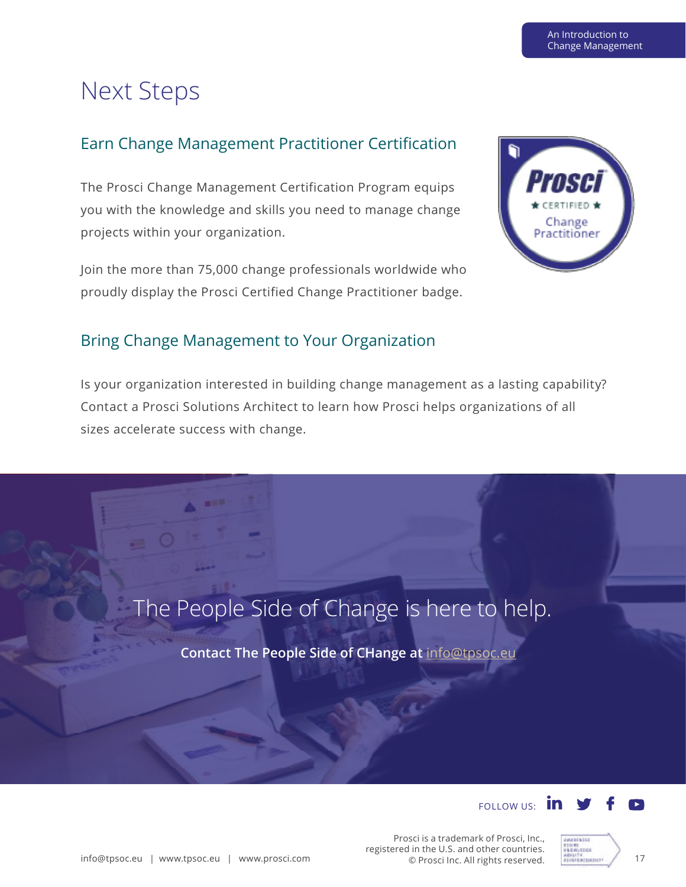# Next Steps

## Earn Change Management Practitioner Certification

The Prosci Change Management Certification Program equips you with the knowledge and skills you need to manage change projects within your organization.

Join the more than 75,000 change professionals worldwide who proudly display the Prosci Certified Change Practitioner badge.

## Bring Change Management to Your Organization

Is your organization interested in building change management as a lasting capability? Contact a Prosci Solutions Architect to learn how Prosci helps organizations of all sizes accelerate success with change.

The People Side of Change is here to help.

**Contact The People Side of CHange at** info@tpsoc.eu

FOLLOW US:

info@tpsoc.eu | www.tpsoc.eu | www.prosci.com

Prosci is a trademark of Prosci, Inc., registered in the U.S. and other countries. © Prosci Inc. All rights reserved.